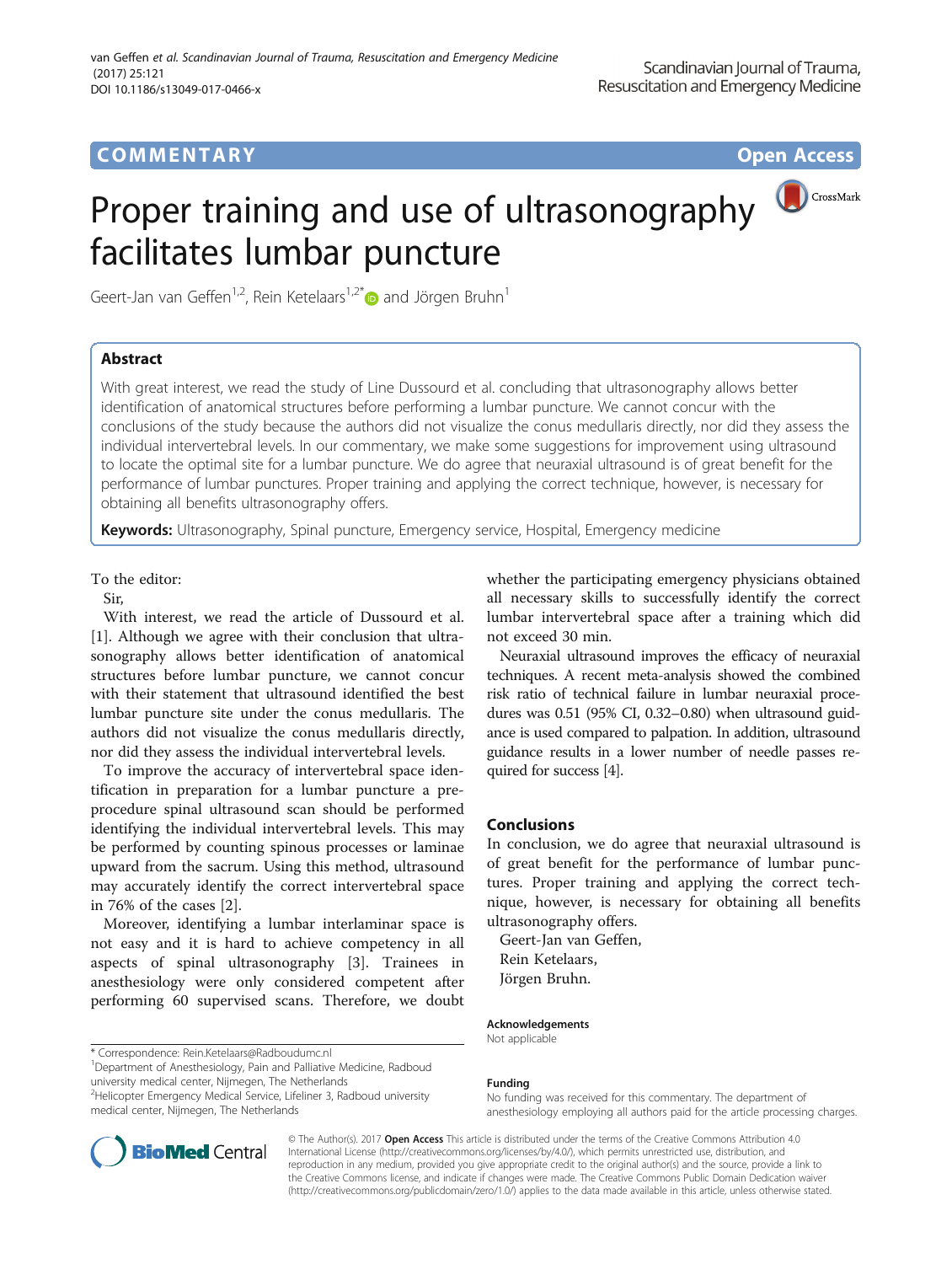COMMENTARY

Open Access

# Proper training and use of ultrasonography facilitates lumbar puncture

Geert-Jan van Geffen[1,2], Rein Ketelaars[1,2*] and Jörgen Bruhn[1]

## Abstract

With great interest, we read the study of Line Dussourd et al. concluding that ultrasonography allows better identification of anatomical structures before performing a lumbar puncture. We cannot concur with the conclusions of the study because the authors did not visualize the conus medullaris directly, nor did they assess the individual intervertebral levels. In our commentary, we make some suggestions for improvement using ultrasound to locate the optimal site for a lumbar puncture. We do agree that neuraxial ultrasound is of great benefit for the performance of lumbar punctures. Proper training and applying the correct technique, however, is necessary for obtaining all benefits ultrasonography offers.

**Keywords:** Ultrasonography, Spinal puncture, Emergency service, Hospital, Emergency medicine

To the editor:

Sir,

With interest, we read the article of Dussourd et al. [1]. Although we agree with their conclusion that ultrasonography allows better identification of anatomical structures before lumbar puncture, we cannot concur with their statement that ultrasound identified the best lumbar puncture site under the conus medullaris. The authors did not visualize the conus medullaris directly, nor did they assess the individual intervertebral levels.

To improve the accuracy of intervertebral space identification in preparation for a lumbar puncture a pre-procedure spinal ultrasound scan should be performed identifying the individual intervertebral levels. This may be performed by counting spinous processes or laminae upward from the sacrum. Using this method, ultrasound may accurately identify the correct intervertebral space in 76% of the cases [2].

Moreover, identifying a lumbar interlaminar space is not easy and it is hard to achieve competency in all aspects of spinal ultrasonography [3]. Trainees in anesthesiology were only considered competent after performing 60 supervised scans. Therefore, we doubt whether the participating emergency physicians obtained all necessary skills to successfully identify the correct lumbar intervertebral space after a training which did not exceed 30 min.

Neuraxial ultrasound improves the efficacy of neuraxial techniques. A recent meta-analysis showed the combined risk ratio of technical failure in lumbar neuraxial procedures was 0.51 (95% CI, 0.32–0.80) when ultrasound guidance is used compared to palpation. In addition, ultrasound guidance results in a lower number of needle passes required for success [4].

## Conclusions

In conclusion, we do agree that neuraxial ultrasound is of great benefit for the performance of lumbar punctures. Proper training and applying the correct technique, however, is necessary for obtaining all benefits ultrasonography offers.

Geert-Jan van Geffen,
Rein Ketelaars,
Jörgen Bruhn.

### Acknowledgements

Not applicable

### Funding

No funding was received for this commentary. The department of anesthesiology employing all authors paid for the article processing charges.

\* Correspondence: Rein.Ketelaars@Radboudumc.nl

[1]Department of Anesthesiology, Pain and Palliative Medicine, Radboud university medical center, Nijmegen, The Netherlands

[2]Helicopter Emergency Medical Service, Lifeliner 3, Radboud university medical center, Nijmegen, The Netherlands

© The Author(s). 2017 **Open Access** This article is distributed under the terms of the Creative Commons Attribution 4.0 International License (http://creativecommons.org/licenses/by/4.0/), which permits unrestricted use, distribution, and reproduction in any medium, provided you give appropriate credit to the original author(s) and the source, provide a link to the Creative Commons license, and indicate if changes were made. The Creative Commons Public Domain Dedication waiver (http://creativecommons.org/publicdomain/zero/1.0/) applies to the data made available in this article, unless otherwise stated.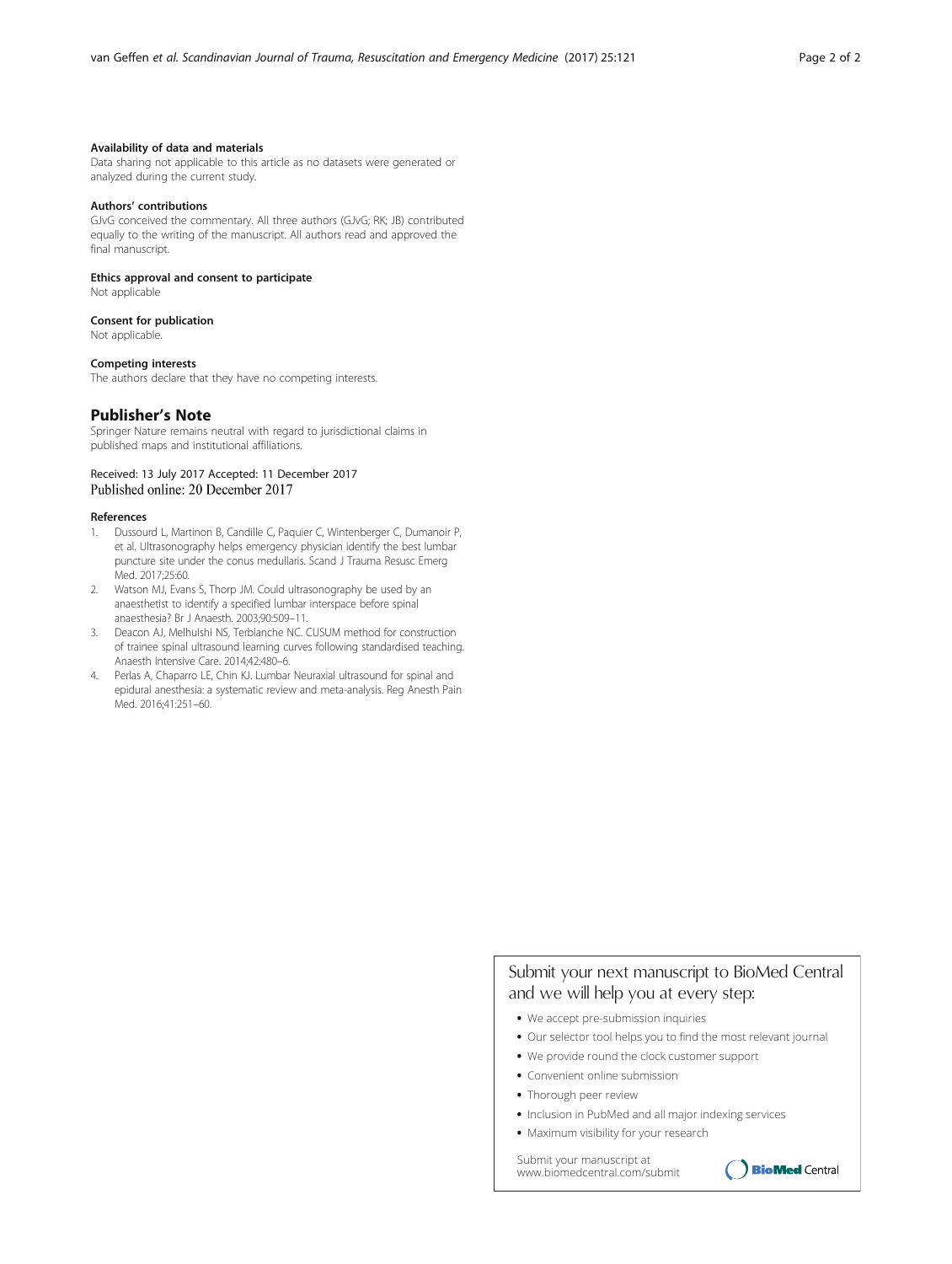#### Availability of data and materials
Data sharing not applicable to this article as no datasets were generated or analyzed during the current study.

#### Authors' contributions
GJvG conceived the commentary. All three authors (GJvG; RK; JB) contributed equally to the writing of the manuscript. All authors read and approved the final manuscript.

#### Ethics approval and consent to participate
Not applicable

#### Consent for publication
Not applicable.

#### Competing interests
The authors declare that they have no competing interests.

## Publisher's Note
Springer Nature remains neutral with regard to jurisdictional claims in published maps and institutional affiliations.

Received: 13 July 2017 Accepted: 11 December 2017
Published online: 20 December 2017

#### References
1. Dussourd L, Martinon B, Candille C, Paquier C, Wintenberger C, Dumanoir P, et al. Ultrasonography helps emergency physician identify the best lumbar puncture site under the conus medullaris. Scand J Trauma Resusc Emerg Med. 2017;25:60.
2. Watson MJ, Evans S, Thorp JM. Could ultrasonography be used by an anaesthetist to identify a specified lumbar interspace before spinal anaesthesia? Br J Anaesth. 2003;90:509–11.
3. Deacon AJ, Melhuishi NS, Terblanche NC. CUSUM method for construction of trainee spinal ultrasound learning curves following standardised teaching. Anaesth Intensive Care. 2014;42:480–6.
4. Perlas A, Chaparro LE, Chin KJ. Lumbar Neuraxial ultrasound for spinal and epidural anesthesia: a systematic review and meta-analysis. Reg Anesth Pain Med. 2016;41:251–60.

Submit your next manuscript to BioMed Central and we will help you at every step:

- We accept pre-submission inquiries
- Our selector tool helps you to find the most relevant journal
- We provide round the clock customer support
- Convenient online submission
- Thorough peer review
- Inclusion in PubMed and all major indexing services
- Maximum visibility for your research

Submit your manuscript at
www.biomedcentral.com/submit

BioMed Central